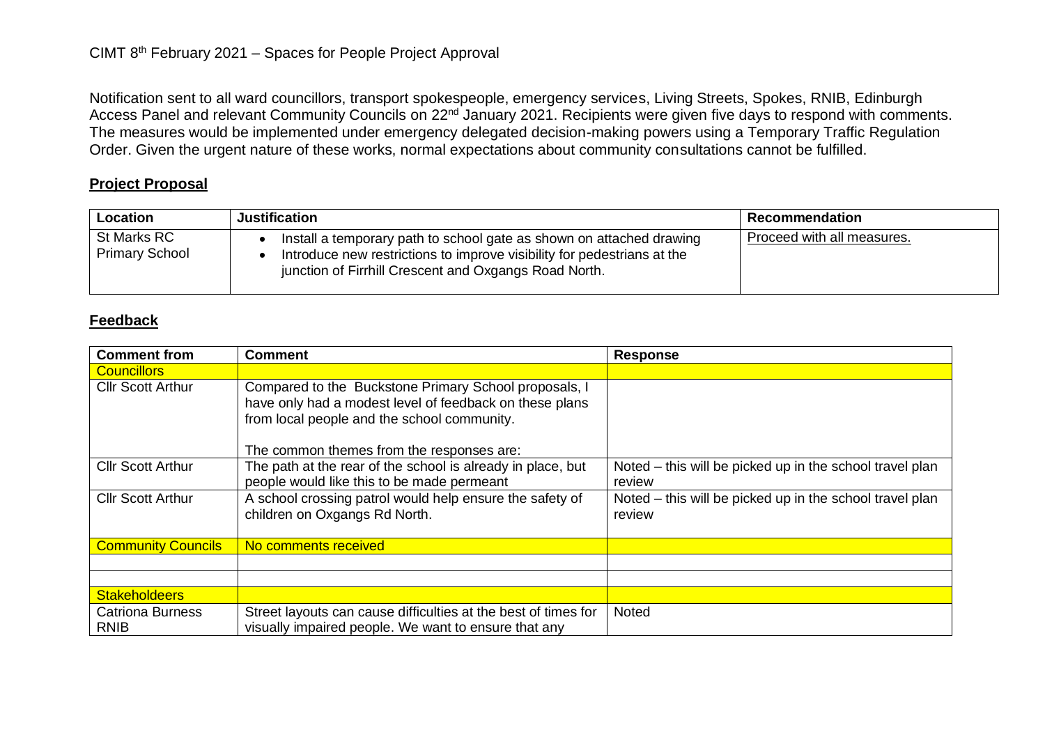CIMT 8th February 2021 – Spaces for People Project Approval

Notification sent to all ward councillors, transport spokespeople, emergency services, Living Streets, Spokes, RNIB, Edinburgh Access Panel and relevant Community Councils on 22nd January 2021. Recipients were given five days to respond with comments. The measures would be implemented under emergency delegated decision-making powers using a Temporary Traffic Regulation Order. Given the urgent nature of these works, normal expectations about community consultations cannot be fulfilled.

## Project Proposal

| Location | Justification | Recommendation |
|---|---|---|
| St Marks RC Primary School | • Install a temporary path to school gate as shown on attached drawing<br>• Introduce new restrictions to improve visibility for pedestrians at the junction of Firrhill Crescent and Oxgangs Road North. | Proceed with all measures. |

## Feedback

| Comment from | Comment | Response |
|---|---|---|
| Councillors | | |
| Cllr Scott Arthur | Compared to the Buckstone Primary School proposals, I have only had a modest level of feedback on these plans from local people and the school community.<br><br>The common themes from the responses are: | |
| Cllr Scott Arthur | The path at the rear of the school is already in place, but people would like this to be made permeant | Noted – this will be picked up in the school travel plan review |
| Cllr Scott Arthur | A school crossing patrol would help ensure the safety of children on Oxgangs Rd North. | Noted – this will be picked up in the school travel plan review |
| Community Councils | No comments received | |
| | | |
| | | |
| Stakeholdeers | | |
| Catriona Burness RNIB | Street layouts can cause difficulties at the best of times for visually impaired people. We want to ensure that any | Noted |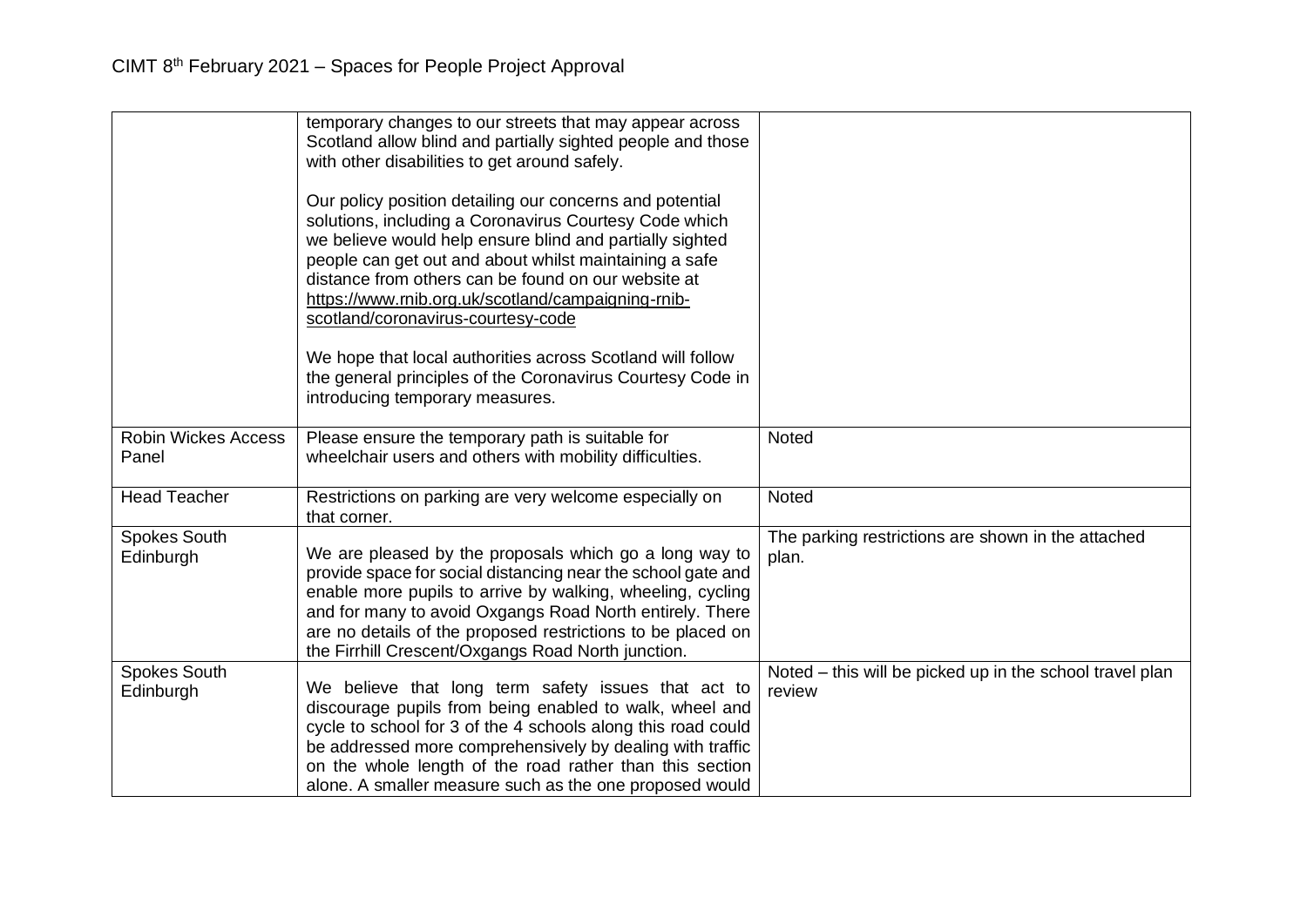| | | |
|---|---|---|
| | temporary changes to our streets that may appear across Scotland allow blind and partially sighted people and those with other disabilities to get around safely.<br><br>Our policy position detailing our concerns and potential solutions, including a Coronavirus Courtesy Code which we believe would help ensure blind and partially sighted people can get out and about whilst maintaining a safe distance from others can be found on our website at https://www.rnib.org.uk/scotland/campaigning-rnib-scotland/coronavirus-courtesy-code<br><br>We hope that local authorities across Scotland will follow the general principles of the Coronavirus Courtesy Code in introducing temporary measures. | |
| Robin Wickes Access Panel | Please ensure the temporary path is suitable for wheelchair users and others with mobility difficulties. | Noted |
| Head Teacher | Restrictions on parking are very welcome especially on that corner. | Noted |
| Spokes South Edinburgh | We are pleased by the proposals which go a long way to provide space for social distancing near the school gate and enable more pupils to arrive by walking, wheeling, cycling and for many to avoid Oxgangs Road North entirely. There are no details of the proposed restrictions to be placed on the Firrhill Crescent/Oxgangs Road North junction. | The parking restrictions are shown in the attached plan. |
| Spokes South Edinburgh | We believe that long term safety issues that act to discourage pupils from being enabled to walk, wheel and cycle to school for 3 of the 4 schools along this road could be addressed more comprehensively by dealing with traffic on the whole length of the road rather than this section alone. A smaller measure such as the one proposed would | Noted – this will be picked up in the school travel plan review |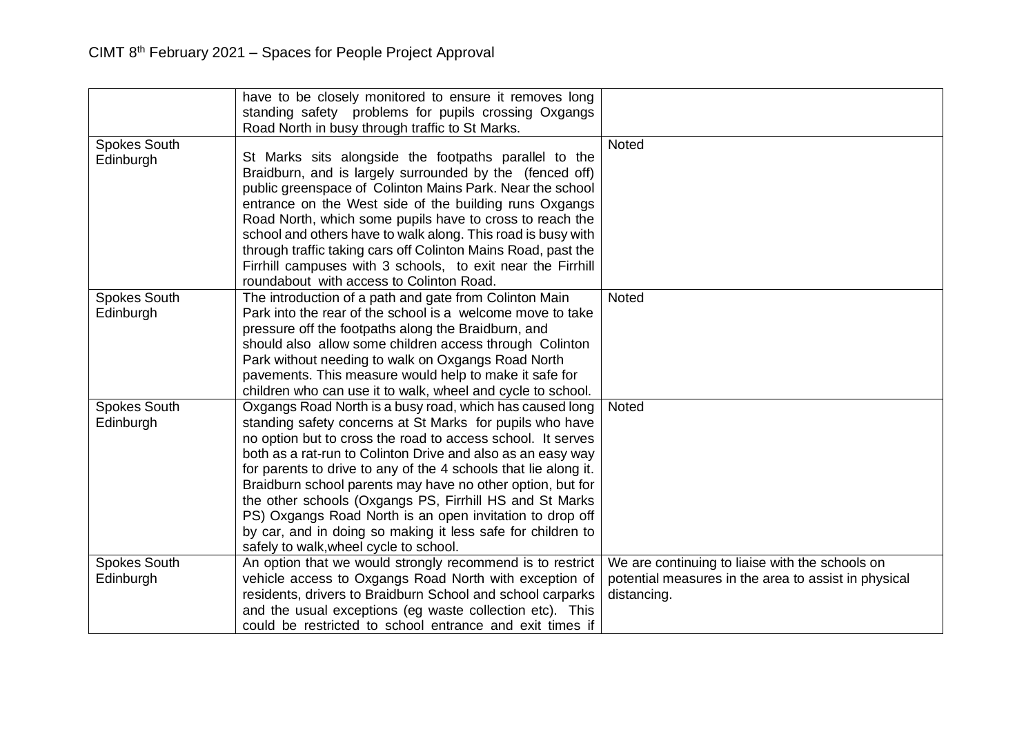| | | |
|---|---|---|
| | have to be closely monitored to ensure it removes long standing safety problems for pupils crossing Oxgangs Road North in busy through traffic to St Marks. | |
| Spokes South Edinburgh | St Marks sits alongside the footpaths parallel to the Braidburn, and is largely surrounded by the (fenced off) public greenspace of Colinton Mains Park. Near the school entrance on the West side of the building runs Oxgangs Road North, which some pupils have to cross to reach the school and others have to walk along. This road is busy with through traffic taking cars off Colinton Mains Road, past the Firrhill campuses with 3 schools, to exit near the Firrhill roundabout with access to Colinton Road. | Noted |
| Spokes South Edinburgh | The introduction of a path and gate from Colinton Main Park into the rear of the school is a welcome move to take pressure off the footpaths along the Braidburn, and should also allow some children access through Colinton Park without needing to walk on Oxgangs Road North pavements. This measure would help to make it safe for children who can use it to walk, wheel and cycle to school. | Noted |
| Spokes South Edinburgh | Oxgangs Road North is a busy road, which has caused long standing safety concerns at St Marks for pupils who have no option but to cross the road to access school. It serves both as a rat-run to Colinton Drive and also as an easy way for parents to drive to any of the 4 schools that lie along it. Braidburn school parents may have no other option, but for the other schools (Oxgangs PS, Firrhill HS and St Marks PS) Oxgangs Road North is an open invitation to drop off by car, and in doing so making it less safe for children to safely to walk,wheel cycle to school. | Noted |
| Spokes South Edinburgh | An option that we would strongly recommend is to restrict vehicle access to Oxgangs Road North with exception of residents, drivers to Braidburn School and school carparks and the usual exceptions (eg waste collection etc). This could be restricted to school entrance and exit times if | We are continuing to liaise with the schools on potential measures in the area to assist in physical distancing. |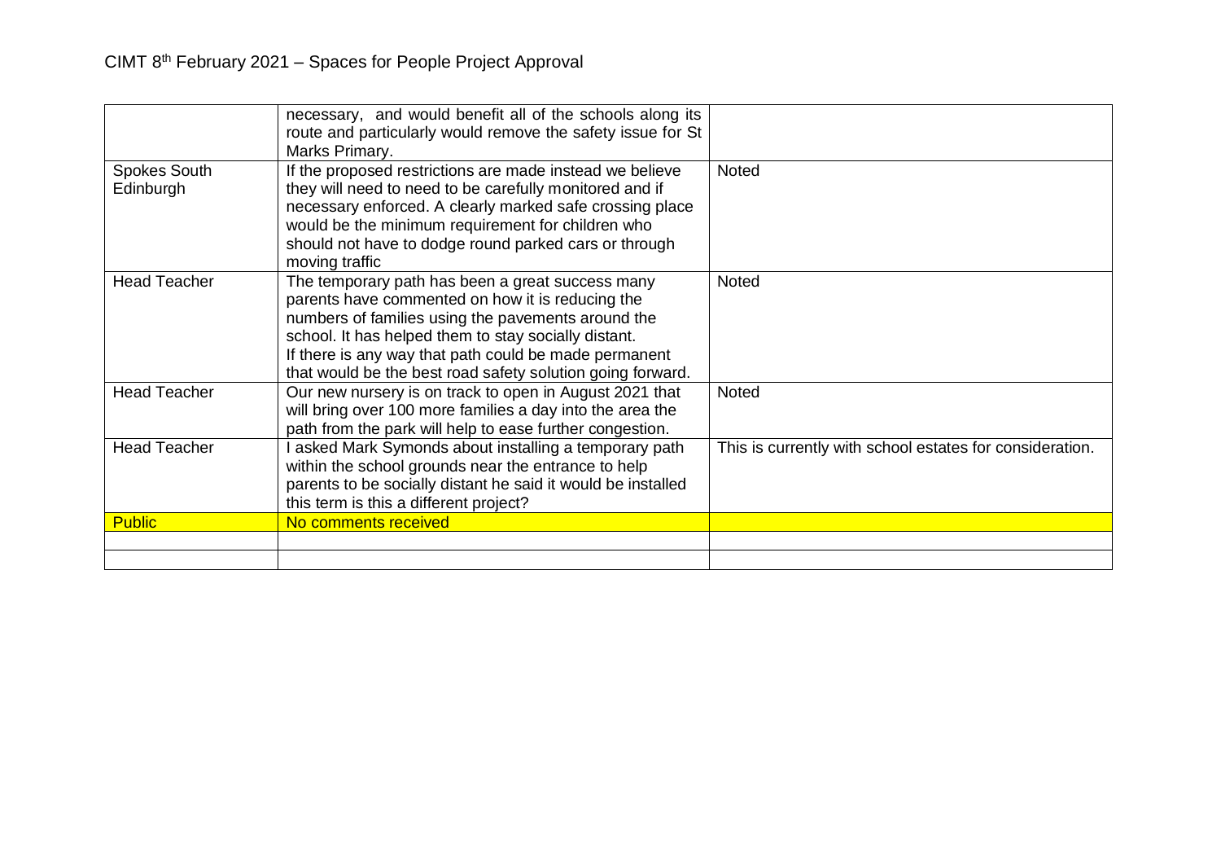| | | |
|---|---|---|
| | necessary, and would benefit all of the schools along its route and particularly would remove the safety issue for St Marks Primary. | |
| Spokes South Edinburgh | If the proposed restrictions are made instead we believe they will need to need to be carefully monitored and if necessary enforced. A clearly marked safe crossing place would be the minimum requirement for children who should not have to dodge round parked cars or through moving traffic | Noted |
| Head Teacher | The temporary path has been a great success many parents have commented on how it is reducing the numbers of families using the pavements around the school. It has helped them to stay socially distant. If there is any way that path could be made permanent that would be the best road safety solution going forward. | Noted |
| Head Teacher | Our new nursery is on track to open in August 2021 that will bring over 100 more families a day into the area the path from the park will help to ease further congestion. | Noted |
| Head Teacher | I asked Mark Symonds about installing a temporary path within the school grounds near the entrance to help parents to be socially distant he said it would be installed this term is this a different project? | This is currently with school estates for consideration. |
| Public | No comments received | |
| | | |
| | | |